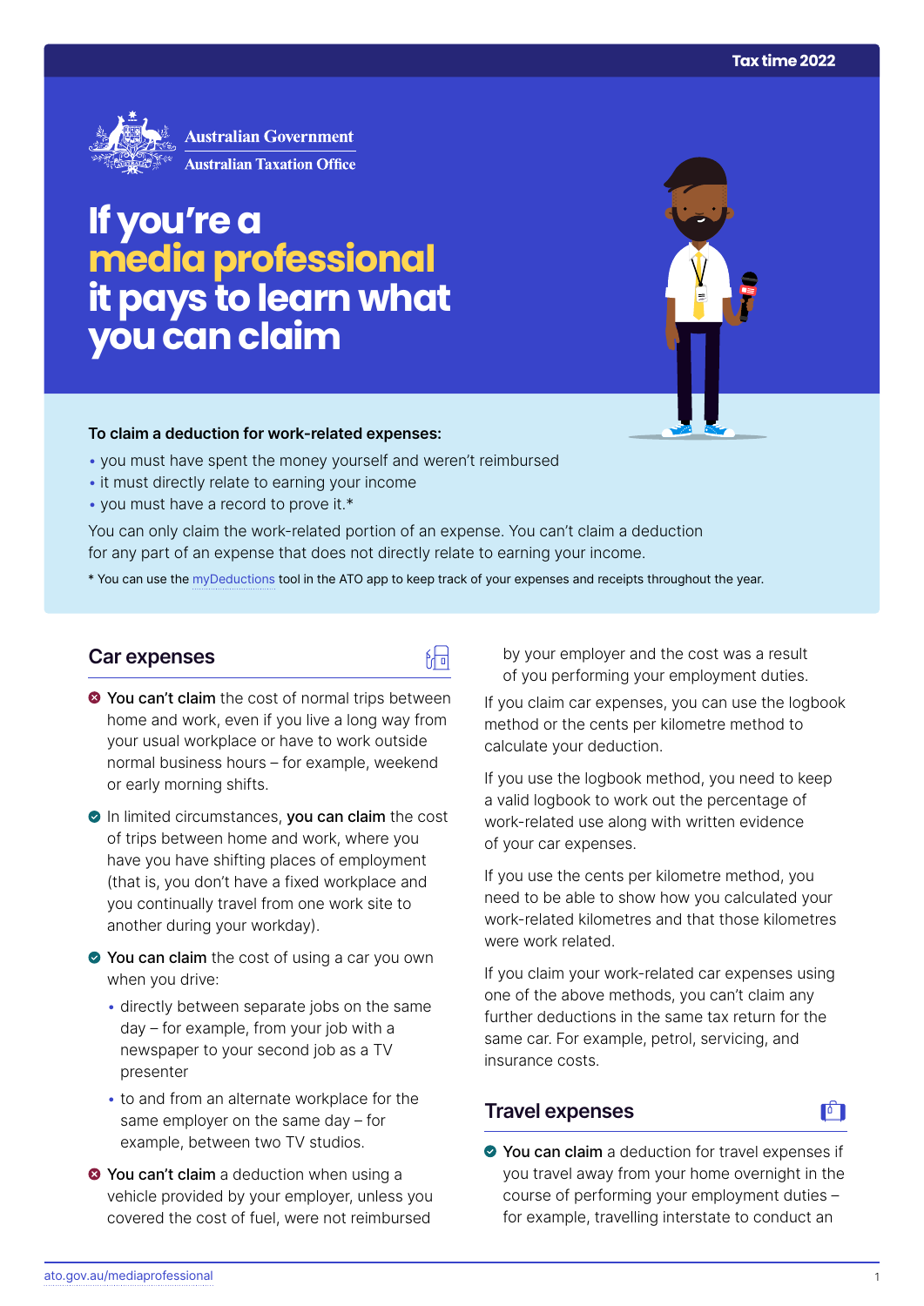Tax time 2022

Australian Government
Australian Taxation Office

# If you're a media professional it pays to learn what you can claim

**To claim a deduction for work-related expenses:**

- you must have spent the money yourself and weren't reimbursed
- it must directly relate to earning your income
- you must have a record to prove it.*

You can only claim the work-related portion of an expense. You can't claim a deduction for any part of an expense that does not directly relate to earning your income.

* You can use the myDeductions tool in the ATO app to keep track of your expenses and receipts throughout the year.

## Car expenses

- ✗ **You can't claim** the cost of normal trips between home and work, even if you live a long way from your usual workplace or have to work outside normal business hours – for example, weekend or early morning shifts.
- ✓ In limited circumstances, **you can claim** the cost of trips between home and work, where you have you have shifting places of employment (that is, you don't have a fixed workplace and you continually travel from one work site to another during your workday).
- ✓ **You can claim** the cost of using a car you own when you drive:
  - directly between separate jobs on the same day – for example, from your job with a newspaper to your second job as a TV presenter
  - to and from an alternate workplace for the same employer on the same day – for example, between two TV studios.
- ✗ **You can't claim** a deduction when using a vehicle provided by your employer, unless you covered the cost of fuel, were not reimbursed by your employer and the cost was a result of you performing your employment duties.

If you claim car expenses, you can use the logbook method or the cents per kilometre method to calculate your deduction.

If you use the logbook method, you need to keep a valid logbook to work out the percentage of work-related use along with written evidence of your car expenses.

If you use the cents per kilometre method, you need to be able to show how you calculated your work-related kilometres and that those kilometres were work related.

If you claim your work-related car expenses using one of the above methods, you can't claim any further deductions in the same tax return for the same car. For example, petrol, servicing, and insurance costs.

## Travel expenses

- ✓ **You can claim** a deduction for travel expenses if you travel away from your home overnight in the course of performing your employment duties – for example, travelling interstate to conduct an

ato.gov.au/mediaprofessional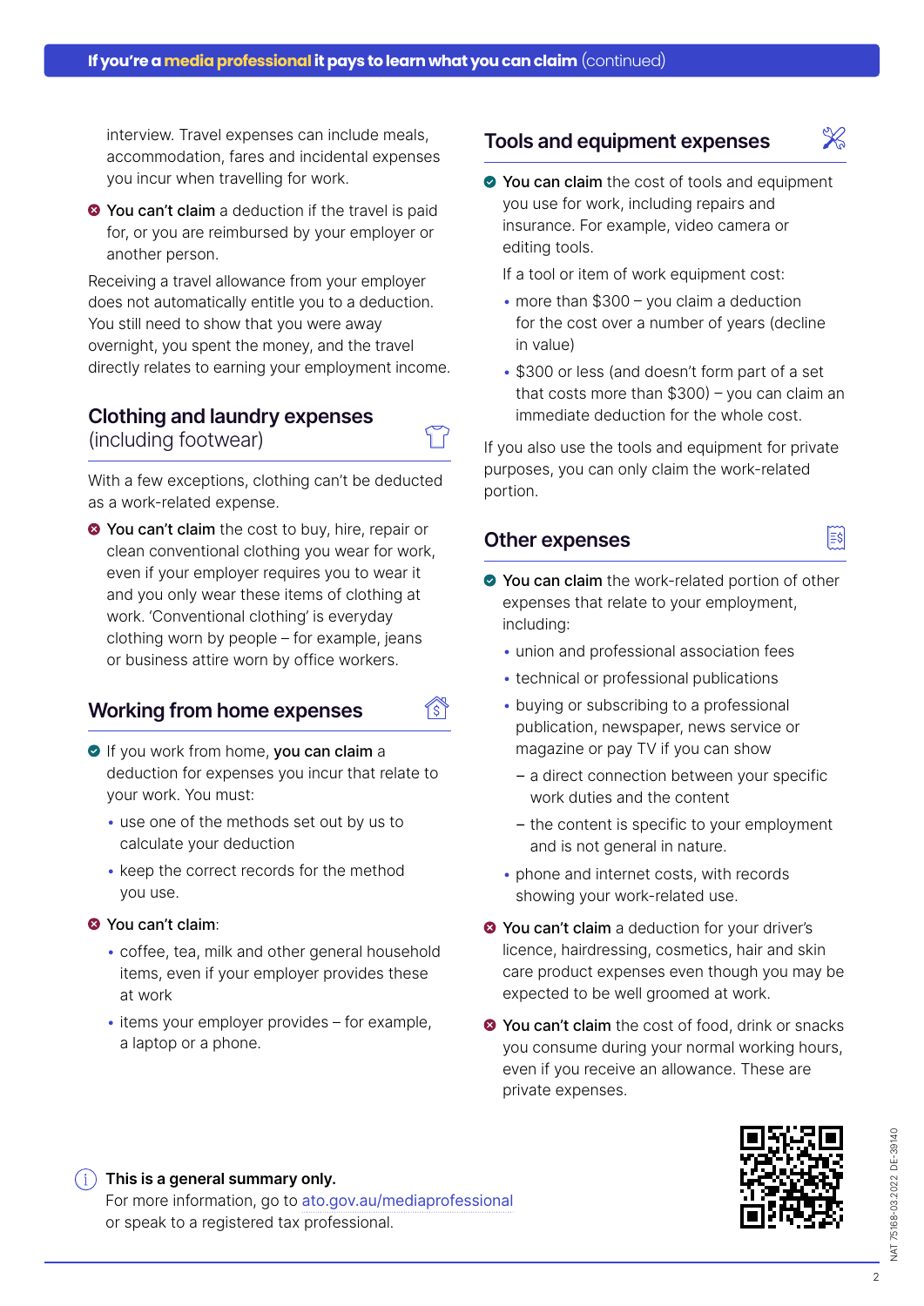interview. Travel expenses can include meals, accommodation, fares and incidental expenses you incur when travelling for work.

- **You can't claim** a deduction if the travel is paid for, or you are reimbursed by your employer or another person.

Receiving a travel allowance from your employer does not automatically entitle you to a deduction. You still need to show that you were away overnight, you spent the money, and the travel directly relates to earning your employment income.

## Clothing and laundry expenses (including footwear)

With a few exceptions, clothing can't be deducted as a work-related expense.

- **You can't claim** the cost to buy, hire, repair or clean conventional clothing you wear for work, even if your employer requires you to wear it and you only wear these items of clothing at work. 'Conventional clothing' is everyday clothing worn by people – for example, jeans or business attire worn by office workers.

## Working from home expenses

- If you work from home, **you can claim** a deduction for expenses you incur that relate to your work. You must:
  - use one of the methods set out by us to calculate your deduction
  - keep the correct records for the method you use.
- **You can't claim**:
  - coffee, tea, milk and other general household items, even if your employer provides these at work
  - items your employer provides – for example, a laptop or a phone.

## Tools and equipment expenses

- **You can claim** the cost of tools and equipment you use for work, including repairs and insurance. For example, video camera or editing tools.

  If a tool or item of work equipment cost:
  - more than $300 – you claim a deduction for the cost over a number of years (decline in value)
  - $300 or less (and doesn't form part of a set that costs more than $300) – you can claim an immediate deduction for the whole cost.

If you also use the tools and equipment for private purposes, you can only claim the work-related portion.

## Other expenses

- **You can claim** the work-related portion of other expenses that relate to your employment, including:
  - union and professional association fees
  - technical or professional publications
  - buying or subscribing to a professional publication, newspaper, news service or magazine or pay TV if you can show
    - a direct connection between your specific work duties and the content
    - the content is specific to your employment and is not general in nature.
  - phone and internet costs, with records showing your work-related use.
- **You can't claim** a deduction for your driver's licence, hairdressing, cosmetics, hair and skin care product expenses even though you may be expected to be well groomed at work.
- **You can't claim** the cost of food, drink or snacks you consume during your normal working hours, even if you receive an allowance. These are private expenses.

**This is a general summary only.**
For more information, go to ato.gov.au/mediaprofessional or speak to a registered tax professional.

NAT 75168-03.2022 DE-39140